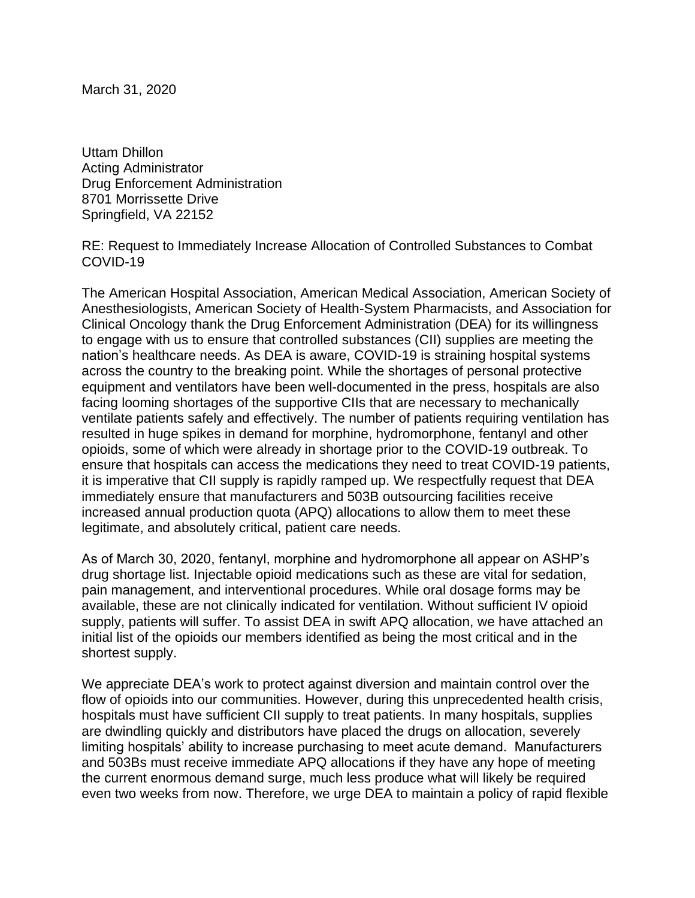March 31, 2020

Uttam Dhillon
Acting Administrator
Drug Enforcement Administration
8701 Morrissette Drive
Springfield, VA 22152

RE: Request to Immediately Increase Allocation of Controlled Substances to Combat COVID-19

The American Hospital Association, American Medical Association, American Society of Anesthesiologists, American Society of Health-System Pharmacists, and Association for Clinical Oncology thank the Drug Enforcement Administration (DEA) for its willingness to engage with us to ensure that controlled substances (CII) supplies are meeting the nation's healthcare needs. As DEA is aware, COVID-19 is straining hospital systems across the country to the breaking point. While the shortages of personal protective equipment and ventilators have been well-documented in the press, hospitals are also facing looming shortages of the supportive CIIs that are necessary to mechanically ventilate patients safely and effectively. The number of patients requiring ventilation has resulted in huge spikes in demand for morphine, hydromorphone, fentanyl and other opioids, some of which were already in shortage prior to the COVID-19 outbreak. To ensure that hospitals can access the medications they need to treat COVID-19 patients, it is imperative that CII supply is rapidly ramped up. We respectfully request that DEA immediately ensure that manufacturers and 503B outsourcing facilities receive increased annual production quota (APQ) allocations to allow them to meet these legitimate, and absolutely critical, patient care needs.

As of March 30, 2020, fentanyl, morphine and hydromorphone all appear on ASHP's drug shortage list. Injectable opioid medications such as these are vital for sedation, pain management, and interventional procedures. While oral dosage forms may be available, these are not clinically indicated for ventilation. Without sufficient IV opioid supply, patients will suffer. To assist DEA in swift APQ allocation, we have attached an initial list of the opioids our members identified as being the most critical and in the shortest supply.

We appreciate DEA's work to protect against diversion and maintain control over the flow of opioids into our communities. However, during this unprecedented health crisis, hospitals must have sufficient CII supply to treat patients. In many hospitals, supplies are dwindling quickly and distributors have placed the drugs on allocation, severely limiting hospitals' ability to increase purchasing to meet acute demand. Manufacturers and 503Bs must receive immediate APQ allocations if they have any hope of meeting the current enormous demand surge, much less produce what will likely be required even two weeks from now. Therefore, we urge DEA to maintain a policy of rapid flexible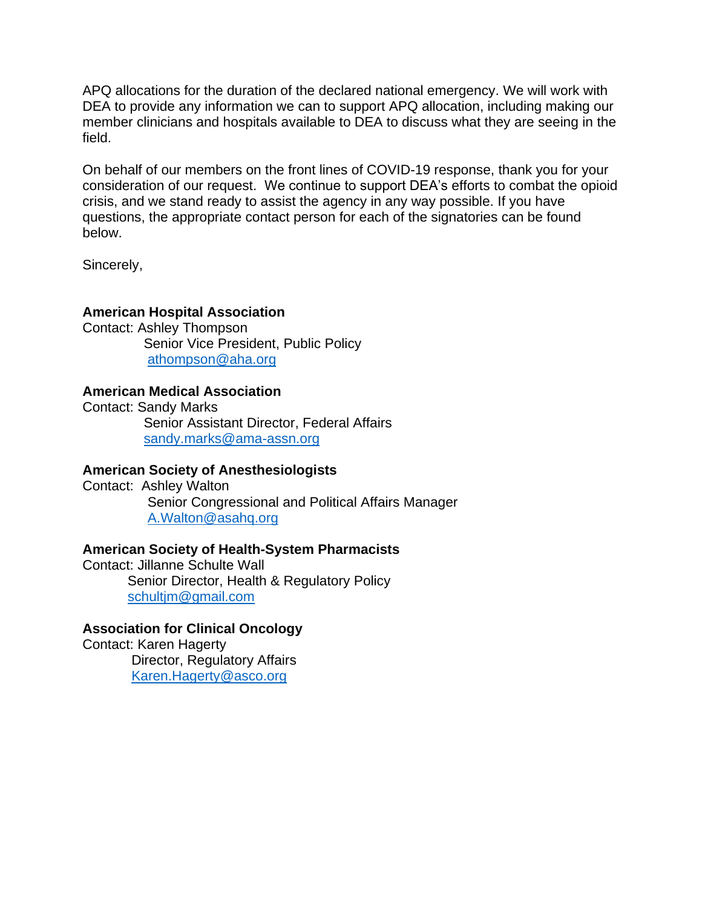APQ allocations for the duration of the declared national emergency. We will work with DEA to provide any information we can to support APQ allocation, including making our member clinicians and hospitals available to DEA to discuss what they are seeing in the field.

On behalf of our members on the front lines of COVID-19 response, thank you for your consideration of our request. We continue to support DEA's efforts to combat the opioid crisis, and we stand ready to assist the agency in any way possible. If you have questions, the appropriate contact person for each of the signatories can be found below.

Sincerely,

**American Hospital Association**
Contact: Ashley Thompson
Senior Vice President, Public Policy
athompson@aha.org

**American Medical Association**
Contact: Sandy Marks
Senior Assistant Director, Federal Affairs
sandy.marks@ama-assn.org

**American Society of Anesthesiologists**
Contact: Ashley Walton
Senior Congressional and Political Affairs Manager
A.Walton@asahq.org

**American Society of Health-System Pharmacists**
Contact: Jillanne Schulte Wall
Senior Director, Health & Regulatory Policy
schultjm@gmail.com

**Association for Clinical Oncology**
Contact: Karen Hagerty
Director, Regulatory Affairs
Karen.Hagerty@asco.org